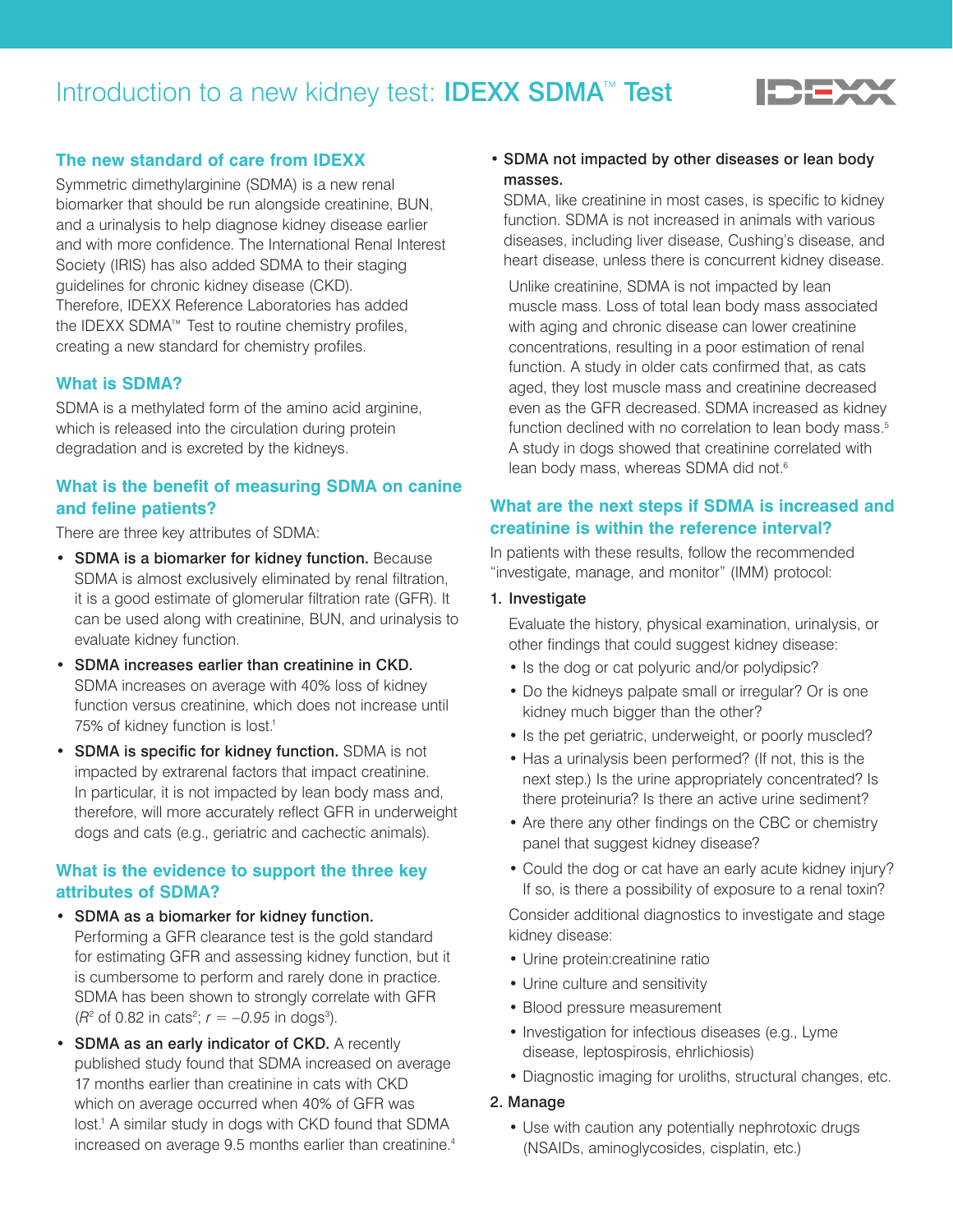# Introduction to a new kidney test: IDEXX SDMA™ Test

## The new standard of care from IDEXX

Symmetric dimethylarginine (SDMA) is a new renal biomarker that should be run alongside creatinine, BUN, and a urinalysis to help diagnose kidney disease earlier and with more confidence. The International Renal Interest Society (IRIS) has also added SDMA to their staging guidelines for chronic kidney disease (CKD). Therefore, IDEXX Reference Laboratories has added the IDEXX SDMA™ Test to routine chemistry profiles, creating a new standard for chemistry profiles.

## What is SDMA?

SDMA is a methylated form of the amino acid arginine, which is released into the circulation during protein degradation and is excreted by the kidneys.

## What is the benefit of measuring SDMA on canine and feline patients?

There are three key attributes of SDMA:

- **SDMA is a biomarker for kidney function.** Because SDMA is almost exclusively eliminated by renal filtration, it is a good estimate of glomerular filtration rate (GFR). It can be used along with creatinine, BUN, and urinalysis to evaluate kidney function.
- **SDMA increases earlier than creatinine in CKD.** SDMA increases on average with 40% loss of kidney function versus creatinine, which does not increase until 75% of kidney function is lost.[1]
- **SDMA is specific for kidney function.** SDMA is not impacted by extrarenal factors that impact creatinine. In particular, it is not impacted by lean body mass and, therefore, will more accurately reflect GFR in underweight dogs and cats (e.g., geriatric and cachectic animals).

## What is the evidence to support the three key attributes of SDMA?

- **SDMA as a biomarker for kidney function.** Performing a GFR clearance test is the gold standard for estimating GFR and assessing kidney function, but it is cumbersome to perform and rarely done in practice. SDMA has been shown to strongly correlate with GFR ($R^2$ of 0.82 in cats[2]; $r = -0.95$ in dogs[3]).
- **SDMA as an early indicator of CKD.** A recently published study found that SDMA increased on average 17 months earlier than creatinine in cats with CKD which on average occurred when 40% of GFR was lost.[1] A similar study in dogs with CKD found that SDMA increased on average 9.5 months earlier than creatinine.[4]
- **SDMA not impacted by other diseases or lean body masses.** SDMA, like creatinine in most cases, is specific to kidney function. SDMA is not increased in animals with various diseases, including liver disease, Cushing's disease, and heart disease, unless there is concurrent kidney disease.

  Unlike creatinine, SDMA is not impacted by lean muscle mass. Loss of total lean body mass associated with aging and chronic disease can lower creatinine concentrations, resulting in a poor estimation of renal function. A study in older cats confirmed that, as cats aged, they lost muscle mass and creatinine decreased even as the GFR decreased. SDMA increased as kidney function declined with no correlation to lean body mass.[5] A study in dogs showed that creatinine correlated with lean body mass, whereas SDMA did not.[6]

## What are the next steps if SDMA is increased and creatinine is within the reference interval?

In patients with these results, follow the recommended "investigate, manage, and monitor" (IMM) protocol:

1. **Investigate**

   Evaluate the history, physical examination, urinalysis, or other findings that could suggest kidney disease:

   - Is the dog or cat polyuric and/or polydipsic?
   - Do the kidneys palpate small or irregular? Or is one kidney much bigger than the other?
   - Is the pet geriatric, underweight, or poorly muscled?
   - Has a urinalysis been performed? (If not, this is the next step.) Is the urine appropriately concentrated? Is there proteinuria? Is there an active urine sediment?
   - Are there any other findings on the CBC or chemistry panel that suggest kidney disease?
   - Could the dog or cat have an early acute kidney injury? If so, is there a possibility of exposure to a renal toxin?

   Consider additional diagnostics to investigate and stage kidney disease:

   - Urine protein:creatinine ratio
   - Urine culture and sensitivity
   - Blood pressure measurement
   - Investigation for infectious diseases (e.g., Lyme disease, leptospirosis, ehrlichiosis)
   - Diagnostic imaging for uroliths, structural changes, etc.

2. **Manage**

   - Use with caution any potentially nephrotoxic drugs (NSAIDs, aminoglycosides, cisplatin, etc.)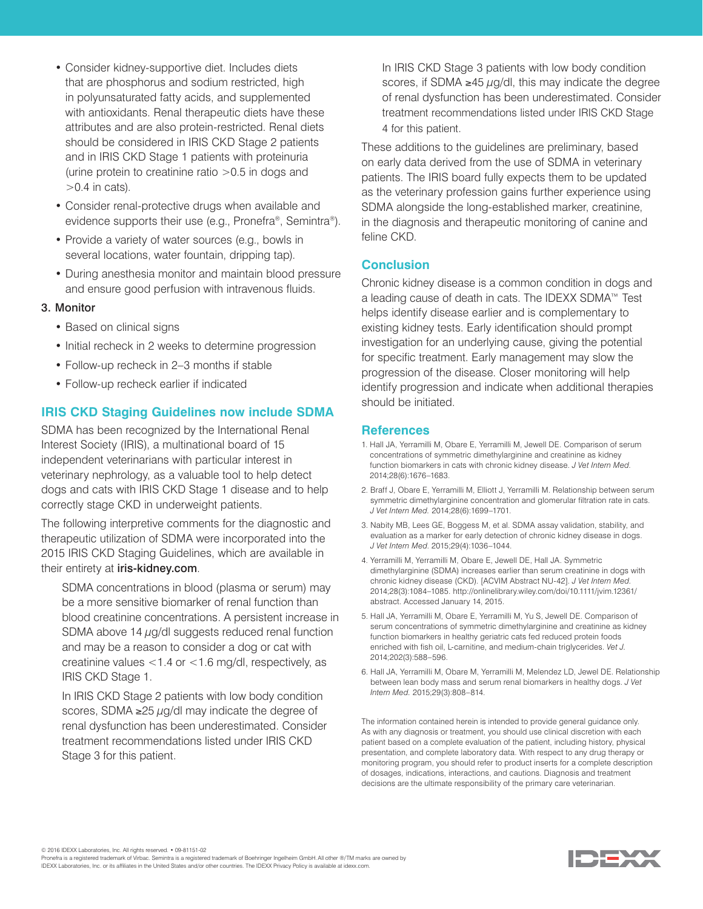- Consider kidney-supportive diet. Includes diets that are phosphorus and sodium restricted, high in polyunsaturated fatty acids, and supplemented with antioxidants. Renal therapeutic diets have these attributes and are also protein-restricted. Renal diets should be considered in IRIS CKD Stage 2 patients and in IRIS CKD Stage 1 patients with proteinuria (urine protein to creatinine ratio >0.5 in dogs and >0.4 in cats).
- Consider renal-protective drugs when available and evidence supports their use (e.g., Pronefra®, Semintra®).
- Provide a variety of water sources (e.g., bowls in several locations, water fountain, dripping tap).
- During anesthesia monitor and maintain blood pressure and ensure good perfusion with intravenous fluids.

3. Monitor
   - Based on clinical signs
   - Initial recheck in 2 weeks to determine progression
   - Follow-up recheck in 2–3 months if stable
   - Follow-up recheck earlier if indicated

## IRIS CKD Staging Guidelines now include SDMA

SDMA has been recognized by the International Renal Interest Society (IRIS), a multinational board of 15 independent veterinarians with particular interest in veterinary nephrology, as a valuable tool to help detect dogs and cats with IRIS CKD Stage 1 disease and to help correctly stage CKD in underweight patients.

The following interpretive comments for the diagnostic and therapeutic utilization of SDMA were incorporated into the 2015 IRIS CKD Staging Guidelines, which are available in their entirety at **iris-kidney.com**.

> SDMA concentrations in blood (plasma or serum) may be a more sensitive biomarker of renal function than blood creatinine concentrations. A persistent increase in SDMA above 14 $\mu$g/dl suggests reduced renal function and may be a reason to consider a dog or cat with creatinine values <1.4 or <1.6 mg/dl, respectively, as IRIS CKD Stage 1.
>
> In IRIS CKD Stage 2 patients with low body condition scores, SDMA ≥25 $\mu$g/dl may indicate the degree of renal dysfunction has been underestimated. Consider treatment recommendations listed under IRIS CKD Stage 3 for this patient.
>
> In IRIS CKD Stage 3 patients with low body condition scores, if SDMA ≥45 $\mu$g/dl, this may indicate the degree of renal dysfunction has been underestimated. Consider treatment recommendations listed under IRIS CKD Stage 4 for this patient.

These additions to the guidelines are preliminary, based on early data derived from the use of SDMA in veterinary patients. The IRIS board fully expects them to be updated as the veterinary profession gains further experience using SDMA alongside the long-established marker, creatinine, in the diagnosis and therapeutic monitoring of canine and feline CKD.

## Conclusion

Chronic kidney disease is a common condition in dogs and a leading cause of death in cats. The IDEXX SDMA™ Test helps identify disease earlier and is complementary to existing kidney tests. Early identification should prompt investigation for an underlying cause, giving the potential for specific treatment. Early management may slow the progression of the disease. Closer monitoring will help identify progression and indicate when additional therapies should be initiated.

## References

1. Hall JA, Yerramilli M, Obare E, Yerramilli M, Jewell DE. Comparison of serum concentrations of symmetric dimethylarginine and creatinine as kidney function biomarkers in cats with chronic kidney disease. *J Vet Intern Med.* 2014;28(6):1676–1683.
2. Braff J, Obare E, Yerramilli M, Elliott J, Yerramilli M. Relationship between serum symmetric dimethylarginine concentration and glomerular filtration rate in cats. *J Vet Intern Med.* 2014;28(6):1699–1701.
3. Nabity MB, Lees GE, Boggess M, et al. SDMA assay validation, stability, and evaluation as a marker for early detection of chronic kidney disease in dogs. *J Vet Intern Med.* 2015;29(4):1036–1044.
4. Yerramilli M, Yerramilli M, Obare E, Jewell DE, Hall JA. Symmetric dimethylarginine (SDMA) increases earlier than serum creatinine in dogs with chronic kidney disease (CKD). [ACVIM Abstract NU-42]. *J Vet Intern Med.* 2014;28(3):1084–1085. http://onlinelibrary.wiley.com/doi/10.1111/jvim.12361/abstract. Accessed January 14, 2015.
5. Hall JA, Yerramilli M, Obare E, Yerramilli M, Yu S, Jewell DE. Comparison of serum concentrations of symmetric dimethylarginine and creatinine as kidney function biomarkers in healthy geriatric cats fed reduced protein foods enriched with fish oil, L-carnitine, and medium-chain triglycerides. *Vet J.* 2014;202(3):588–596.
6. Hall JA, Yerramilli M, Obare M, Yerramilli M, Melendez LD, Jewel DE. Relationship between lean body mass and serum renal biomarkers in healthy dogs. *J Vet Intern Med.* 2015;29(3):808–814.

The information contained herein is intended to provide general guidance only. As with any diagnosis or treatment, you should use clinical discretion with each patient based on a complete evaluation of the patient, including history, physical presentation, and complete laboratory data. With respect to any drug therapy or monitoring program, you should refer to product inserts for a complete description of dosages, indications, interactions, and cautions. Diagnosis and treatment decisions are the ultimate responsibility of the primary care veterinarian.

© 2016 IDEXX Laboratories, Inc. All rights reserved. • 09-81151-02
Pronefra is a registered trademark of Virbac. Semintra is a registered trademark of Boehringer Ingelheim GmbH. All other ®/TM marks are owned by IDEXX Laboratories, Inc. or its affiliates in the United States and/or other countries. The IDEXX Privacy Policy is available at idexx.com.